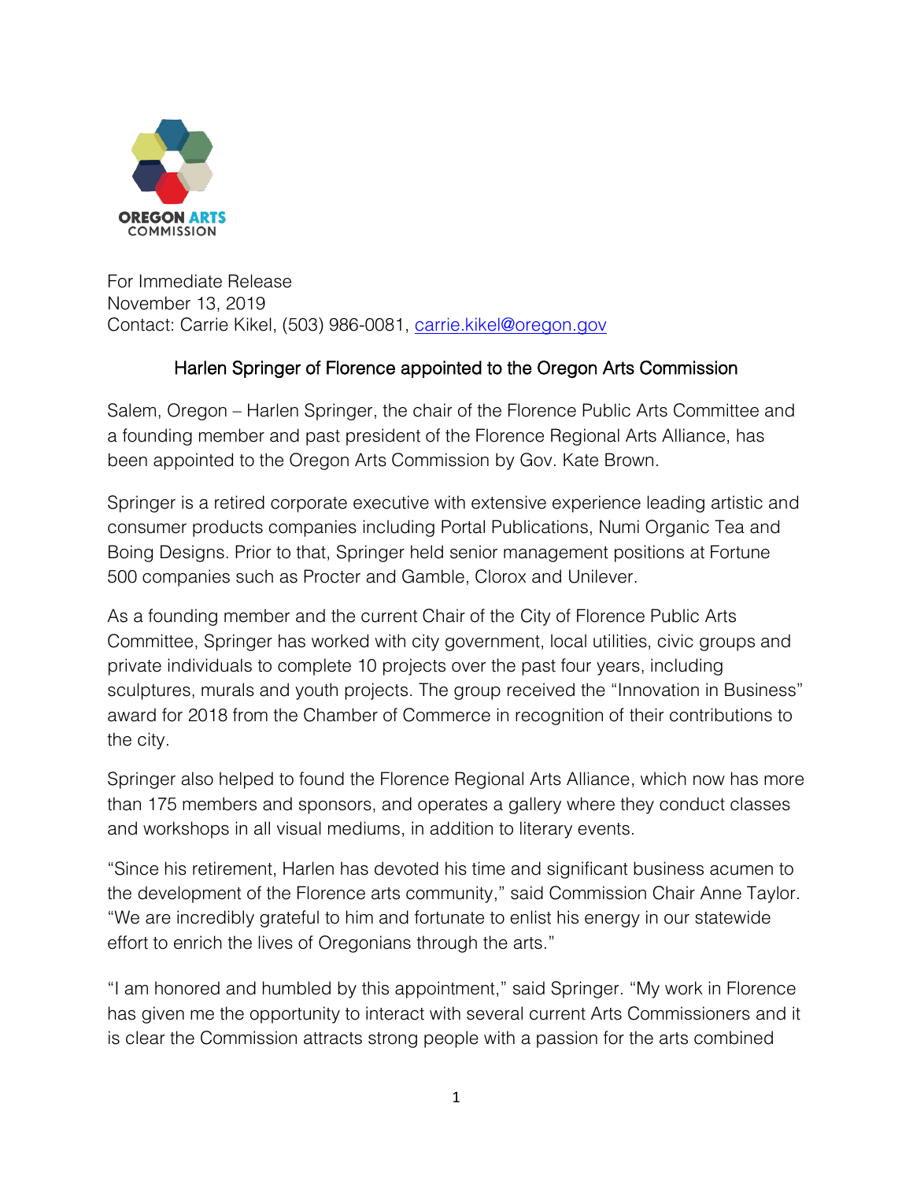OREGON ARTS COMMISSION

For Immediate Release
November 13, 2019
Contact: Carrie Kikel, (503) 986-0081, carrie.kikel@oregon.gov

## Harlen Springer of Florence appointed to the Oregon Arts Commission

Salem, Oregon – Harlen Springer, the chair of the Florence Public Arts Committee and a founding member and past president of the Florence Regional Arts Alliance, has been appointed to the Oregon Arts Commission by Gov. Kate Brown.

Springer is a retired corporate executive with extensive experience leading artistic and consumer products companies including Portal Publications, Numi Organic Tea and Boing Designs. Prior to that, Springer held senior management positions at Fortune 500 companies such as Procter and Gamble, Clorox and Unilever.

As a founding member and the current Chair of the City of Florence Public Arts Committee, Springer has worked with city government, local utilities, civic groups and private individuals to complete 10 projects over the past four years, including sculptures, murals and youth projects. The group received the "Innovation in Business" award for 2018 from the Chamber of Commerce in recognition of their contributions to the city.

Springer also helped to found the Florence Regional Arts Alliance, which now has more than 175 members and sponsors, and operates a gallery where they conduct classes and workshops in all visual mediums, in addition to literary events.

"Since his retirement, Harlen has devoted his time and significant business acumen to the development of the Florence arts community," said Commission Chair Anne Taylor. "We are incredibly grateful to him and fortunate to enlist his energy in our statewide effort to enrich the lives of Oregonians through the arts."

"I am honored and humbled by this appointment," said Springer. "My work in Florence has given me the opportunity to interact with several current Arts Commissioners and it is clear the Commission attracts strong people with a passion for the arts combined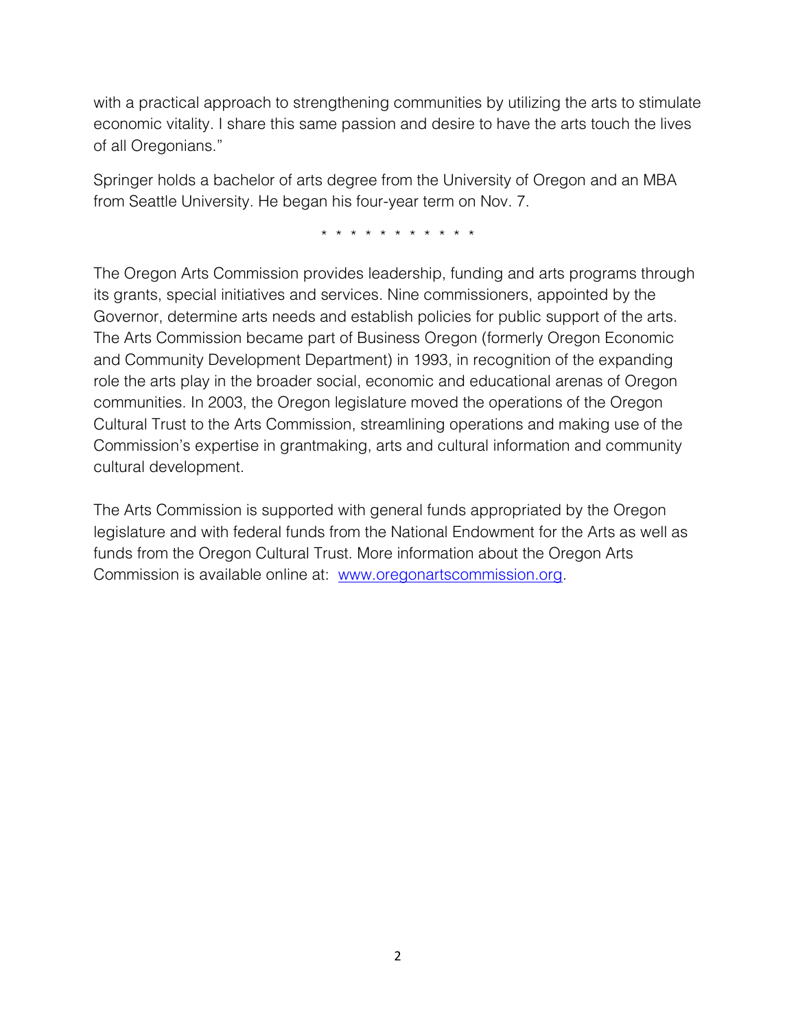with a practical approach to strengthening communities by utilizing the arts to stimulate economic vitality. I share this same passion and desire to have the arts touch the lives of all Oregonians."

Springer holds a bachelor of arts degree from the University of Oregon and an MBA from Seattle University. He began his four-year term on Nov. 7.

\* \* \* \* \* \* \* \* \* \* \*

The Oregon Arts Commission provides leadership, funding and arts programs through its grants, special initiatives and services. Nine commissioners, appointed by the Governor, determine arts needs and establish policies for public support of the arts. The Arts Commission became part of Business Oregon (formerly Oregon Economic and Community Development Department) in 1993, in recognition of the expanding role the arts play in the broader social, economic and educational arenas of Oregon communities. In 2003, the Oregon legislature moved the operations of the Oregon Cultural Trust to the Arts Commission, streamlining operations and making use of the Commission's expertise in grantmaking, arts and cultural information and community cultural development.

The Arts Commission is supported with general funds appropriated by the Oregon legislature and with federal funds from the National Endowment for the Arts as well as funds from the Oregon Cultural Trust. More information about the Oregon Arts Commission is available online at: [www.oregonartscommission.org](http://www.oregonartscommission.org).